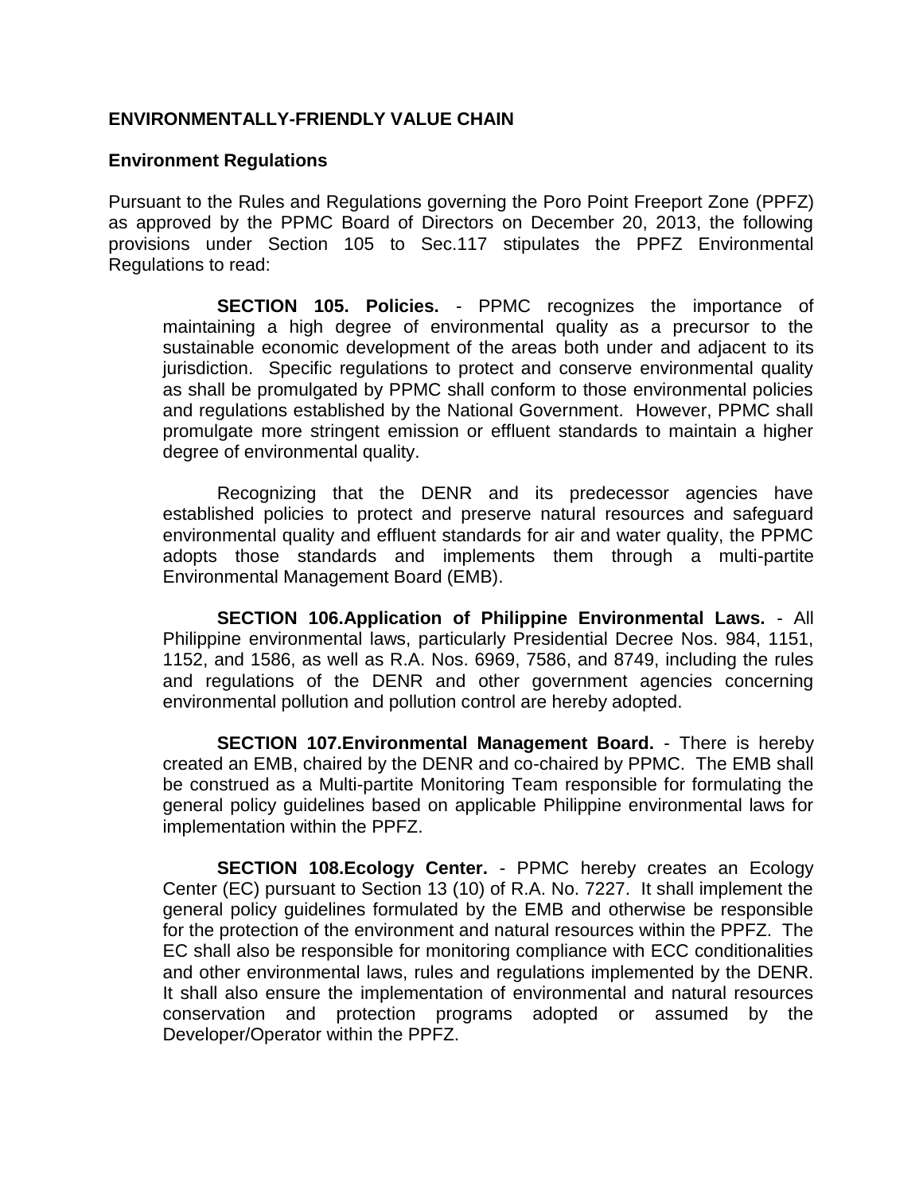## ENVIRONMENTALLY-FRIENDLY VALUE CHAIN

### Environment Regulations

Pursuant to the Rules and Regulations governing the Poro Point Freeport Zone (PPFZ) as approved by the PPMC Board of Directors on December 20, 2013, the following provisions under Section 105 to Sec.117 stipulates the PPFZ Environmental Regulations to read:

> **SECTION 105. Policies.** - PPMC recognizes the importance of maintaining a high degree of environmental quality as a precursor to the sustainable economic development of the areas both under and adjacent to its jurisdiction. Specific regulations to protect and conserve environmental quality as shall be promulgated by PPMC shall conform to those environmental policies and regulations established by the National Government. However, PPMC shall promulgate more stringent emission or effluent standards to maintain a higher degree of environmental quality.
>
> Recognizing that the DENR and its predecessor agencies have established policies to protect and preserve natural resources and safeguard environmental quality and effluent standards for air and water quality, the PPMC adopts those standards and implements them through a multi-partite Environmental Management Board (EMB).
>
> **SECTION 106.Application of Philippine Environmental Laws.** - All Philippine environmental laws, particularly Presidential Decree Nos. 984, 1151, 1152, and 1586, as well as R.A. Nos. 6969, 7586, and 8749, including the rules and regulations of the DENR and other government agencies concerning environmental pollution and pollution control are hereby adopted.
>
> **SECTION 107.Environmental Management Board.** - There is hereby created an EMB, chaired by the DENR and co-chaired by PPMC. The EMB shall be construed as a Multi-partite Monitoring Team responsible for formulating the general policy guidelines based on applicable Philippine environmental laws for implementation within the PPFZ.
>
> **SECTION 108.Ecology Center.** - PPMC hereby creates an Ecology Center (EC) pursuant to Section 13 (10) of R.A. No. 7227. It shall implement the general policy guidelines formulated by the EMB and otherwise be responsible for the protection of the environment and natural resources within the PPFZ. The EC shall also be responsible for monitoring compliance with ECC conditionalities and other environmental laws, rules and regulations implemented by the DENR. It shall also ensure the implementation of environmental and natural resources conservation and protection programs adopted or assumed by the Developer/Operator within the PPFZ.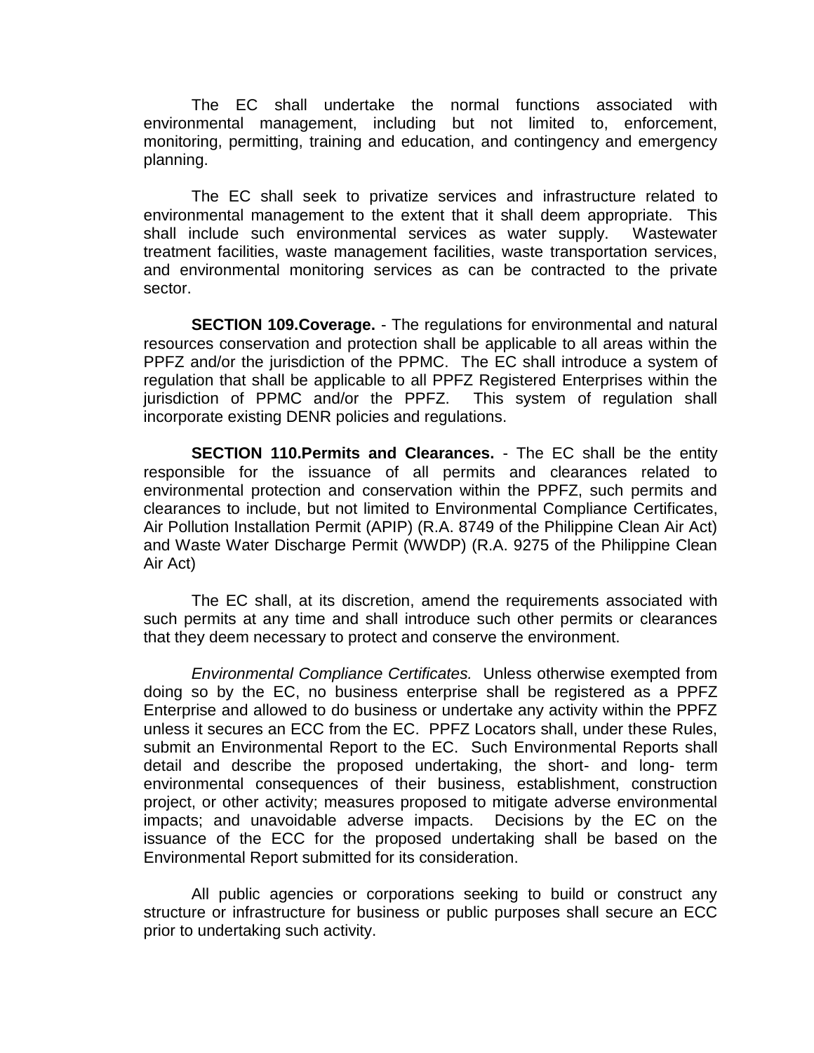The EC shall undertake the normal functions associated with environmental management, including but not limited to, enforcement, monitoring, permitting, training and education, and contingency and emergency planning.

The EC shall seek to privatize services and infrastructure related to environmental management to the extent that it shall deem appropriate. This shall include such environmental services as water supply. Wastewater treatment facilities, waste management facilities, waste transportation services, and environmental monitoring services as can be contracted to the private sector.

**SECTION 109.Coverage.** - The regulations for environmental and natural resources conservation and protection shall be applicable to all areas within the PPFZ and/or the jurisdiction of the PPMC. The EC shall introduce a system of regulation that shall be applicable to all PPFZ Registered Enterprises within the jurisdiction of PPMC and/or the PPFZ. This system of regulation shall incorporate existing DENR policies and regulations.

**SECTION 110.Permits and Clearances.** - The EC shall be the entity responsible for the issuance of all permits and clearances related to environmental protection and conservation within the PPFZ, such permits and clearances to include, but not limited to Environmental Compliance Certificates, Air Pollution Installation Permit (APIP) (R.A. 8749 of the Philippine Clean Air Act) and Waste Water Discharge Permit (WWDP) (R.A. 9275 of the Philippine Clean Air Act)

The EC shall, at its discretion, amend the requirements associated with such permits at any time and shall introduce such other permits or clearances that they deem necessary to protect and conserve the environment.

*Environmental Compliance Certificates.* Unless otherwise exempted from doing so by the EC, no business enterprise shall be registered as a PPFZ Enterprise and allowed to do business or undertake any activity within the PPFZ unless it secures an ECC from the EC. PPFZ Locators shall, under these Rules, submit an Environmental Report to the EC. Such Environmental Reports shall detail and describe the proposed undertaking, the short- and long- term environmental consequences of their business, establishment, construction project, or other activity; measures proposed to mitigate adverse environmental impacts; and unavoidable adverse impacts. Decisions by the EC on the issuance of the ECC for the proposed undertaking shall be based on the Environmental Report submitted for its consideration.

All public agencies or corporations seeking to build or construct any structure or infrastructure for business or public purposes shall secure an ECC prior to undertaking such activity.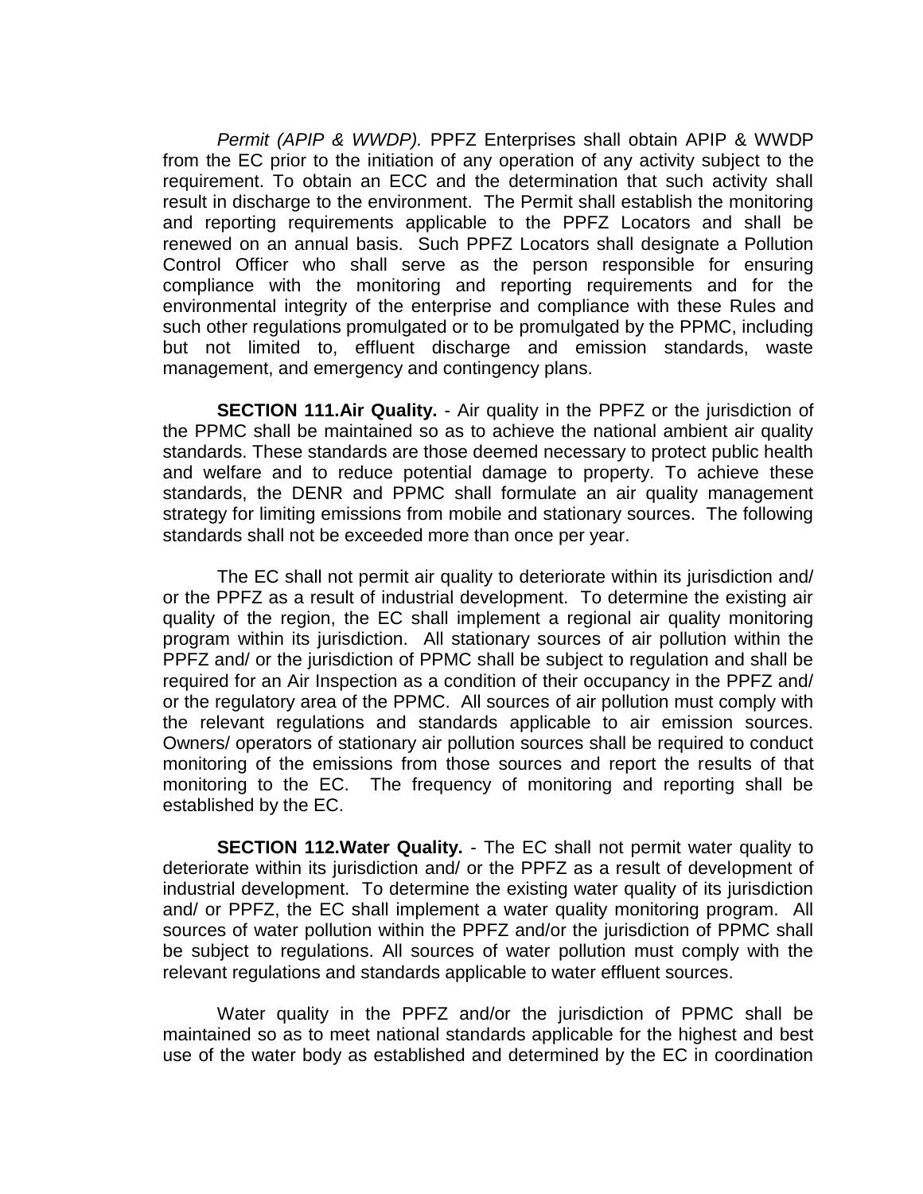*Permit (APIP & WWDP).* PPFZ Enterprises shall obtain APIP & WWDP from the EC prior to the initiation of any operation of any activity subject to the requirement. To obtain an ECC and the determination that such activity shall result in discharge to the environment. The Permit shall establish the monitoring and reporting requirements applicable to the PPFZ Locators and shall be renewed on an annual basis. Such PPFZ Locators shall designate a Pollution Control Officer who shall serve as the person responsible for ensuring compliance with the monitoring and reporting requirements and for the environmental integrity of the enterprise and compliance with these Rules and such other regulations promulgated or to be promulgated by the PPMC, including but not limited to, effluent discharge and emission standards, waste management, and emergency and contingency plans.

**SECTION 111.Air Quality.** - Air quality in the PPFZ or the jurisdiction of the PPMC shall be maintained so as to achieve the national ambient air quality standards. These standards are those deemed necessary to protect public health and welfare and to reduce potential damage to property. To achieve these standards, the DENR and PPMC shall formulate an air quality management strategy for limiting emissions from mobile and stationary sources. The following standards shall not be exceeded more than once per year.

The EC shall not permit air quality to deteriorate within its jurisdiction and/ or the PPFZ as a result of industrial development. To determine the existing air quality of the region, the EC shall implement a regional air quality monitoring program within its jurisdiction. All stationary sources of air pollution within the PPFZ and/ or the jurisdiction of PPMC shall be subject to regulation and shall be required for an Air Inspection as a condition of their occupancy in the PPFZ and/ or the regulatory area of the PPMC. All sources of air pollution must comply with the relevant regulations and standards applicable to air emission sources. Owners/ operators of stationary air pollution sources shall be required to conduct monitoring of the emissions from those sources and report the results of that monitoring to the EC. The frequency of monitoring and reporting shall be established by the EC.

**SECTION 112.Water Quality.** - The EC shall not permit water quality to deteriorate within its jurisdiction and/ or the PPFZ as a result of development of industrial development. To determine the existing water quality of its jurisdiction and/ or PPFZ, the EC shall implement a water quality monitoring program. All sources of water pollution within the PPFZ and/or the jurisdiction of PPMC shall be subject to regulations. All sources of water pollution must comply with the relevant regulations and standards applicable to water effluent sources.

Water quality in the PPFZ and/or the jurisdiction of PPMC shall be maintained so as to meet national standards applicable for the highest and best use of the water body as established and determined by the EC in coordination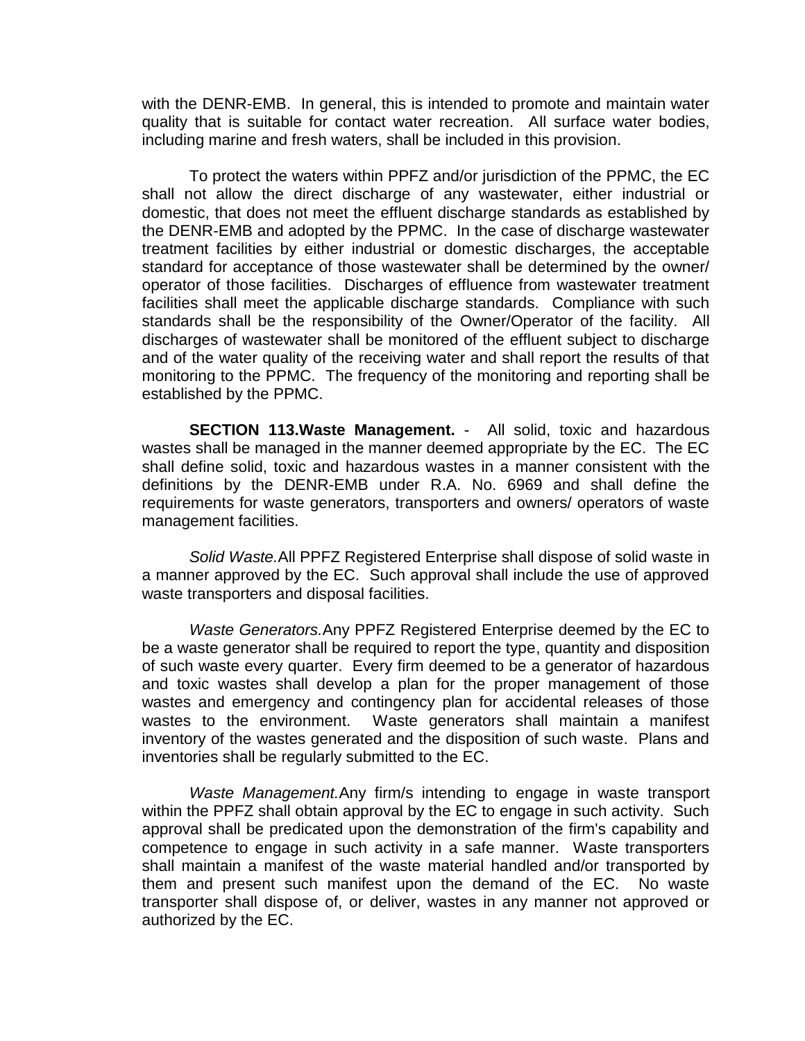with the DENR-EMB. In general, this is intended to promote and maintain water quality that is suitable for contact water recreation. All surface water bodies, including marine and fresh waters, shall be included in this provision.

To protect the waters within PPFZ and/or jurisdiction of the PPMC, the EC shall not allow the direct discharge of any wastewater, either industrial or domestic, that does not meet the effluent discharge standards as established by the DENR-EMB and adopted by the PPMC. In the case of discharge wastewater treatment facilities by either industrial or domestic discharges, the acceptable standard for acceptance of those wastewater shall be determined by the owner/ operator of those facilities. Discharges of effluence from wastewater treatment facilities shall meet the applicable discharge standards. Compliance with such standards shall be the responsibility of the Owner/Operator of the facility. All discharges of wastewater shall be monitored of the effluent subject to discharge and of the water quality of the receiving water and shall report the results of that monitoring to the PPMC. The frequency of the monitoring and reporting shall be established by the PPMC.

**SECTION 113.Waste Management.** - All solid, toxic and hazardous wastes shall be managed in the manner deemed appropriate by the EC. The EC shall define solid, toxic and hazardous wastes in a manner consistent with the definitions by the DENR-EMB under R.A. No. 6969 and shall define the requirements for waste generators, transporters and owners/ operators of waste management facilities.

*Solid Waste.*All PPFZ Registered Enterprise shall dispose of solid waste in a manner approved by the EC. Such approval shall include the use of approved waste transporters and disposal facilities.

*Waste Generators.*Any PPFZ Registered Enterprise deemed by the EC to be a waste generator shall be required to report the type, quantity and disposition of such waste every quarter. Every firm deemed to be a generator of hazardous and toxic wastes shall develop a plan for the proper management of those wastes and emergency and contingency plan for accidental releases of those wastes to the environment. Waste generators shall maintain a manifest inventory of the wastes generated and the disposition of such waste. Plans and inventories shall be regularly submitted to the EC.

*Waste Management.*Any firm/s intending to engage in waste transport within the PPFZ shall obtain approval by the EC to engage in such activity. Such approval shall be predicated upon the demonstration of the firm's capability and competence to engage in such activity in a safe manner. Waste transporters shall maintain a manifest of the waste material handled and/or transported by them and present such manifest upon the demand of the EC. No waste transporter shall dispose of, or deliver, wastes in any manner not approved or authorized by the EC.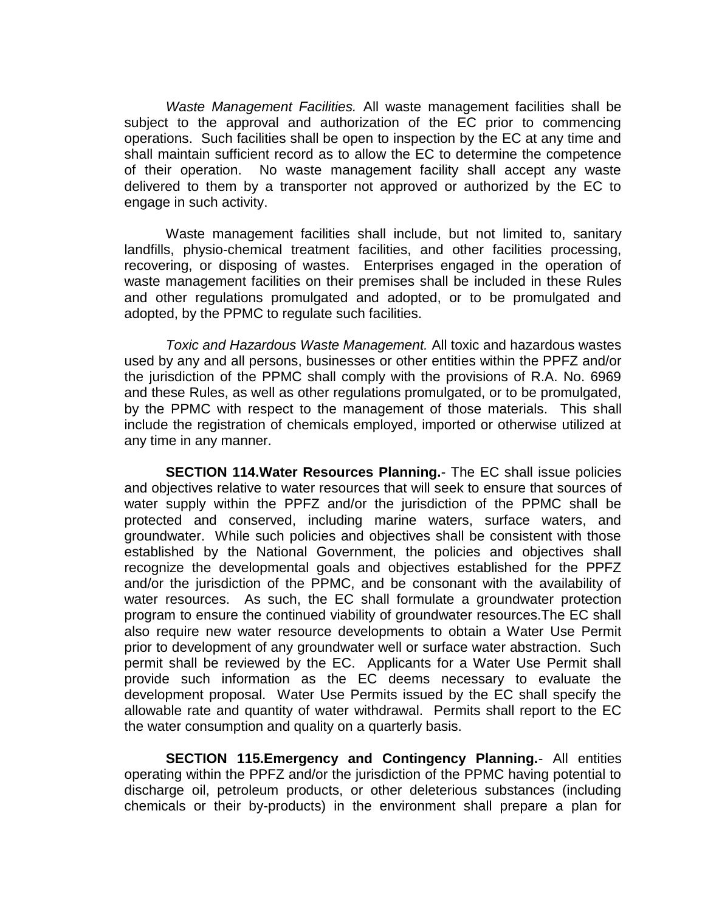*Waste Management Facilities.* All waste management facilities shall be subject to the approval and authorization of the EC prior to commencing operations. Such facilities shall be open to inspection by the EC at any time and shall maintain sufficient record as to allow the EC to determine the competence of their operation. No waste management facility shall accept any waste delivered to them by a transporter not approved or authorized by the EC to engage in such activity.

Waste management facilities shall include, but not limited to, sanitary landfills, physio-chemical treatment facilities, and other facilities processing, recovering, or disposing of wastes. Enterprises engaged in the operation of waste management facilities on their premises shall be included in these Rules and other regulations promulgated and adopted, or to be promulgated and adopted, by the PPMC to regulate such facilities.

*Toxic and Hazardous Waste Management.* All toxic and hazardous wastes used by any and all persons, businesses or other entities within the PPFZ and/or the jurisdiction of the PPMC shall comply with the provisions of R.A. No. 6969 and these Rules, as well as other regulations promulgated, or to be promulgated, by the PPMC with respect to the management of those materials. This shall include the registration of chemicals employed, imported or otherwise utilized at any time in any manner.

**SECTION 114.Water Resources Planning.**- The EC shall issue policies and objectives relative to water resources that will seek to ensure that sources of water supply within the PPFZ and/or the jurisdiction of the PPMC shall be protected and conserved, including marine waters, surface waters, and groundwater. While such policies and objectives shall be consistent with those established by the National Government, the policies and objectives shall recognize the developmental goals and objectives established for the PPFZ and/or the jurisdiction of the PPMC, and be consonant with the availability of water resources. As such, the EC shall formulate a groundwater protection program to ensure the continued viability of groundwater resources.The EC shall also require new water resource developments to obtain a Water Use Permit prior to development of any groundwater well or surface water abstraction. Such permit shall be reviewed by the EC. Applicants for a Water Use Permit shall provide such information as the EC deems necessary to evaluate the development proposal. Water Use Permits issued by the EC shall specify the allowable rate and quantity of water withdrawal. Permits shall report to the EC the water consumption and quality on a quarterly basis.

**SECTION 115.Emergency and Contingency Planning.**- All entities operating within the PPFZ and/or the jurisdiction of the PPMC having potential to discharge oil, petroleum products, or other deleterious substances (including chemicals or their by-products) in the environment shall prepare a plan for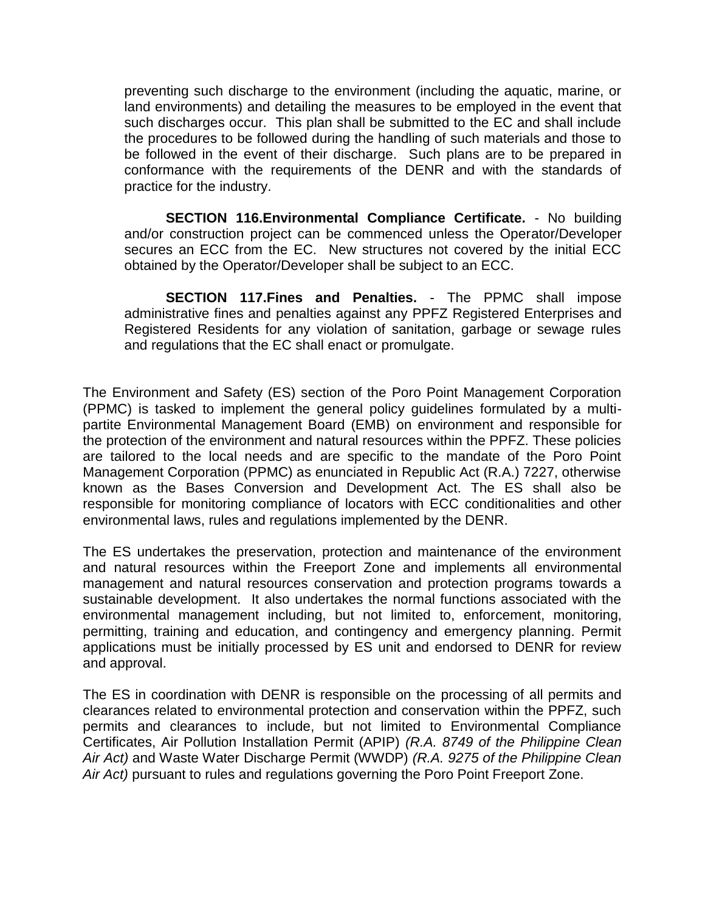preventing such discharge to the environment (including the aquatic, marine, or land environments) and detailing the measures to be employed in the event that such discharges occur. This plan shall be submitted to the EC and shall include the procedures to be followed during the handling of such materials and those to be followed in the event of their discharge. Such plans are to be prepared in conformance with the requirements of the DENR and with the standards of practice for the industry.

**SECTION 116.Environmental Compliance Certificate.** - No building and/or construction project can be commenced unless the Operator/Developer secures an ECC from the EC. New structures not covered by the initial ECC obtained by the Operator/Developer shall be subject to an ECC.

**SECTION 117.Fines and Penalties.** - The PPMC shall impose administrative fines and penalties against any PPFZ Registered Enterprises and Registered Residents for any violation of sanitation, garbage or sewage rules and regulations that the EC shall enact or promulgate.

The Environment and Safety (ES) section of the Poro Point Management Corporation (PPMC) is tasked to implement the general policy guidelines formulated by a multi-partite Environmental Management Board (EMB) on environment and responsible for the protection of the environment and natural resources within the PPFZ. These policies are tailored to the local needs and are specific to the mandate of the Poro Point Management Corporation (PPMC) as enunciated in Republic Act (R.A.) 7227, otherwise known as the Bases Conversion and Development Act. The ES shall also be responsible for monitoring compliance of locators with ECC conditionalities and other environmental laws, rules and regulations implemented by the DENR.

The ES undertakes the preservation, protection and maintenance of the environment and natural resources within the Freeport Zone and implements all environmental management and natural resources conservation and protection programs towards a sustainable development. It also undertakes the normal functions associated with the environmental management including, but not limited to, enforcement, monitoring, permitting, training and education, and contingency and emergency planning. Permit applications must be initially processed by ES unit and endorsed to DENR for review and approval.

The ES in coordination with DENR is responsible on the processing of all permits and clearances related to environmental protection and conservation within the PPFZ, such permits and clearances to include, but not limited to Environmental Compliance Certificates, Air Pollution Installation Permit (APIP) *(R.A. 8749 of the Philippine Clean Air Act)* and Waste Water Discharge Permit (WWDP) *(R.A. 9275 of the Philippine Clean Air Act)* pursuant to rules and regulations governing the Poro Point Freeport Zone.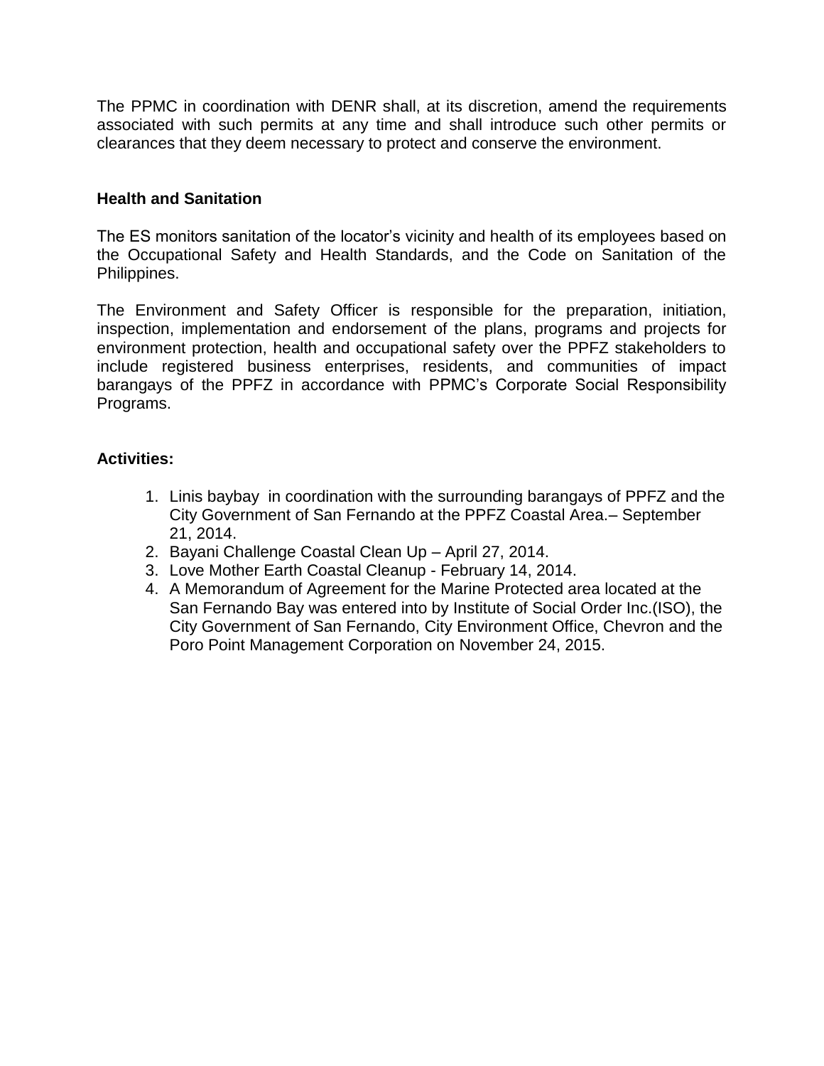The PPMC in coordination with DENR shall, at its discretion, amend the requirements associated with such permits at any time and shall introduce such other permits or clearances that they deem necessary to protect and conserve the environment.

**Health and Sanitation**

The ES monitors sanitation of the locator's vicinity and health of its employees based on the Occupational Safety and Health Standards, and the Code on Sanitation of the Philippines.

The Environment and Safety Officer is responsible for the preparation, initiation, inspection, implementation and endorsement of the plans, programs and projects for environment protection, health and occupational safety over the PPFZ stakeholders to include registered business enterprises, residents, and communities of impact barangays of the PPFZ in accordance with PPMC's Corporate Social Responsibility Programs.

**Activities:**

1. Linis baybay in coordination with the surrounding barangays of PPFZ and the City Government of San Fernando at the PPFZ Coastal Area.– September 21, 2014.
2. Bayani Challenge Coastal Clean Up – April 27, 2014.
3. Love Mother Earth Coastal Cleanup - February 14, 2014.
4. A Memorandum of Agreement for the Marine Protected area located at the San Fernando Bay was entered into by Institute of Social Order Inc.(ISO), the City Government of San Fernando, City Environment Office, Chevron and the Poro Point Management Corporation on November 24, 2015.